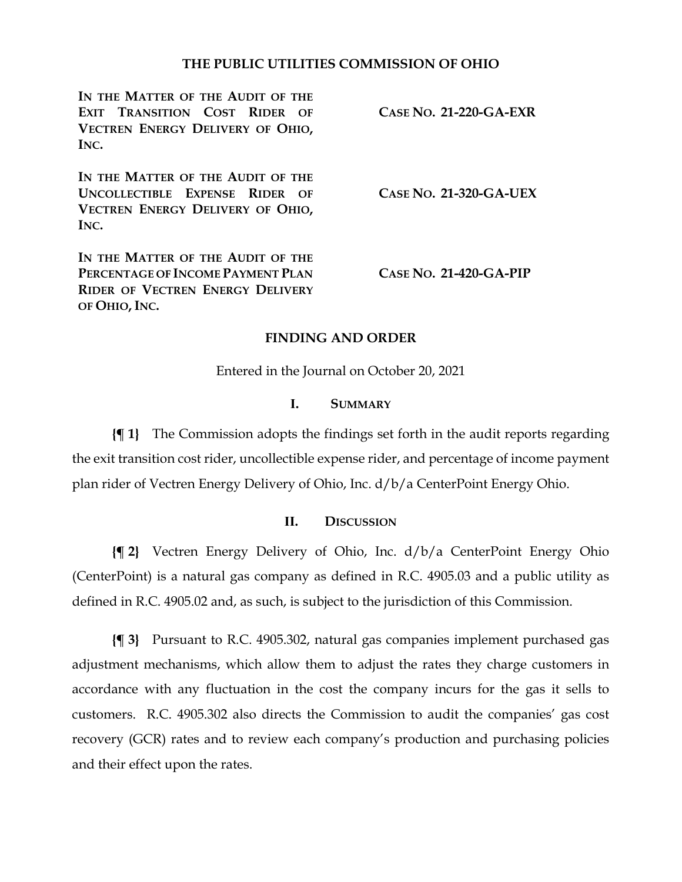# THE PUBLIC UTILITIES COMMISSION OF OHIO

| | |
|---|---|
| **IN THE MATTER OF THE AUDIT OF THE EXIT TRANSITION COST RIDER OF VECTREN ENERGY DELIVERY OF OHIO, INC.** | **CASE NO. 21-220-GA-EXR** |
| **IN THE MATTER OF THE AUDIT OF THE UNCOLLECTIBLE EXPENSE RIDER OF VECTREN ENERGY DELIVERY OF OHIO, INC.** | **CASE NO. 21-320-GA-UEX** |
| **IN THE MATTER OF THE AUDIT OF THE PERCENTAGE OF INCOME PAYMENT PLAN RIDER OF VECTREN ENERGY DELIVERY OF OHIO, INC.** | **CASE NO. 21-420-GA-PIP** |

## FINDING AND ORDER

Entered in the Journal on October 20, 2021

### I. SUMMARY

**{¶ 1}** The Commission adopts the findings set forth in the audit reports regarding the exit transition cost rider, uncollectible expense rider, and percentage of income payment plan rider of Vectren Energy Delivery of Ohio, Inc. d/b/a CenterPoint Energy Ohio.

### II. DISCUSSION

**{¶ 2}** Vectren Energy Delivery of Ohio, Inc. d/b/a CenterPoint Energy Ohio (CenterPoint) is a natural gas company as defined in R.C. 4905.03 and a public utility as defined in R.C. 4905.02 and, as such, is subject to the jurisdiction of this Commission.

**{¶ 3}** Pursuant to R.C. 4905.302, natural gas companies implement purchased gas adjustment mechanisms, which allow them to adjust the rates they charge customers in accordance with any fluctuation in the cost the company incurs for the gas it sells to customers. R.C. 4905.302 also directs the Commission to audit the companies' gas cost recovery (GCR) rates and to review each company's production and purchasing policies and their effect upon the rates.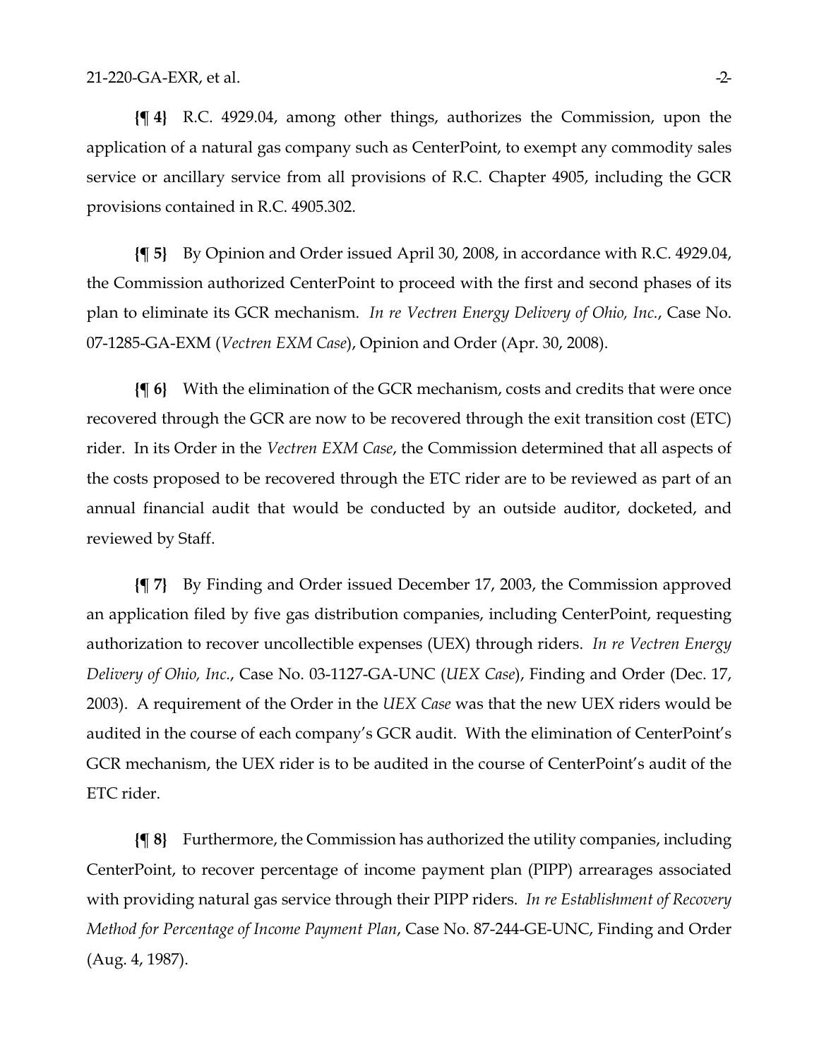**{¶ 4}** R.C. 4929.04, among other things, authorizes the Commission, upon the application of a natural gas company such as CenterPoint, to exempt any commodity sales service or ancillary service from all provisions of R.C. Chapter 4905, including the GCR provisions contained in R.C. 4905.302.

**{¶ 5}** By Opinion and Order issued April 30, 2008, in accordance with R.C. 4929.04, the Commission authorized CenterPoint to proceed with the first and second phases of its plan to eliminate its GCR mechanism. *In re Vectren Energy Delivery of Ohio, Inc.*, Case No. 07-1285-GA-EXM (*Vectren EXM Case*), Opinion and Order (Apr. 30, 2008).

**{¶ 6}** With the elimination of the GCR mechanism, costs and credits that were once recovered through the GCR are now to be recovered through the exit transition cost (ETC) rider. In its Order in the *Vectren EXM Case*, the Commission determined that all aspects of the costs proposed to be recovered through the ETC rider are to be reviewed as part of an annual financial audit that would be conducted by an outside auditor, docketed, and reviewed by Staff.

**{¶ 7}** By Finding and Order issued December 17, 2003, the Commission approved an application filed by five gas distribution companies, including CenterPoint, requesting authorization to recover uncollectible expenses (UEX) through riders. *In re Vectren Energy Delivery of Ohio, Inc.*, Case No. 03-1127-GA-UNC (*UEX Case*), Finding and Order (Dec. 17, 2003). A requirement of the Order in the *UEX Case* was that the new UEX riders would be audited in the course of each company's GCR audit. With the elimination of CenterPoint's GCR mechanism, the UEX rider is to be audited in the course of CenterPoint's audit of the ETC rider.

**{¶ 8}** Furthermore, the Commission has authorized the utility companies, including CenterPoint, to recover percentage of income payment plan (PIPP) arrearages associated with providing natural gas service through their PIPP riders. *In re Establishment of Recovery Method for Percentage of Income Payment Plan*, Case No. 87-244-GE-UNC, Finding and Order (Aug. 4, 1987).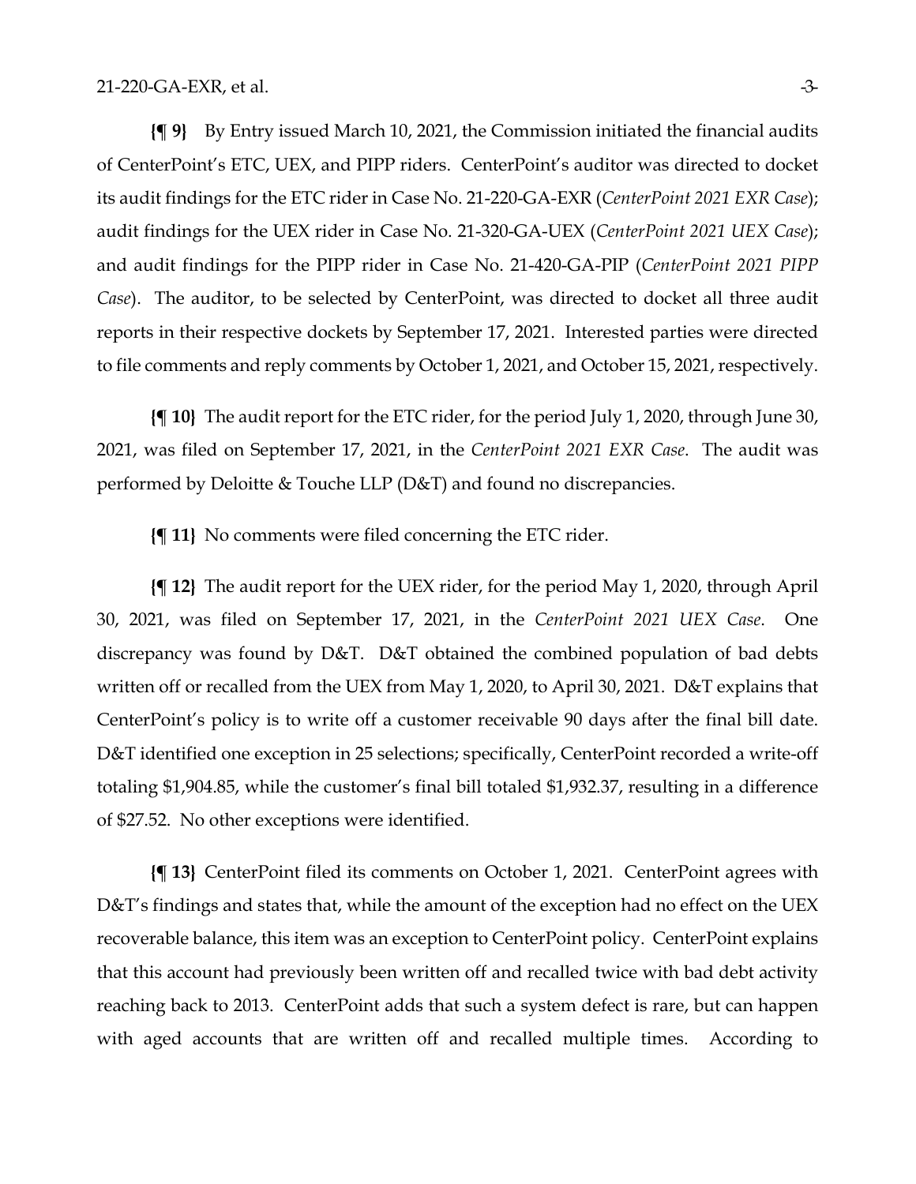**{¶ 9}** By Entry issued March 10, 2021, the Commission initiated the financial audits of CenterPoint's ETC, UEX, and PIPP riders. CenterPoint's auditor was directed to docket its audit findings for the ETC rider in Case No. 21-220-GA-EXR (*CenterPoint 2021 EXR Case*); audit findings for the UEX rider in Case No. 21-320-GA-UEX (*CenterPoint 2021 UEX Case*); and audit findings for the PIPP rider in Case No. 21-420-GA-PIP (*CenterPoint 2021 PIPP Case*). The auditor, to be selected by CenterPoint, was directed to docket all three audit reports in their respective dockets by September 17, 2021. Interested parties were directed to file comments and reply comments by October 1, 2021, and October 15, 2021, respectively.

**{¶ 10}** The audit report for the ETC rider, for the period July 1, 2020, through June 30, 2021, was filed on September 17, 2021, in the *CenterPoint 2021 EXR Case*. The audit was performed by Deloitte & Touche LLP (D&T) and found no discrepancies.

**{¶ 11}** No comments were filed concerning the ETC rider.

**{¶ 12}** The audit report for the UEX rider, for the period May 1, 2020, through April 30, 2021, was filed on September 17, 2021, in the *CenterPoint 2021 UEX Case*. One discrepancy was found by D&T. D&T obtained the combined population of bad debts written off or recalled from the UEX from May 1, 2020, to April 30, 2021. D&T explains that CenterPoint's policy is to write off a customer receivable 90 days after the final bill date. D&T identified one exception in 25 selections; specifically, CenterPoint recorded a write-off totaling $1,904.85, while the customer's final bill totaled $1,932.37, resulting in a difference of $27.52. No other exceptions were identified.

**{¶ 13}** CenterPoint filed its comments on October 1, 2021. CenterPoint agrees with D&T's findings and states that, while the amount of the exception had no effect on the UEX recoverable balance, this item was an exception to CenterPoint policy. CenterPoint explains that this account had previously been written off and recalled twice with bad debt activity reaching back to 2013. CenterPoint adds that such a system defect is rare, but can happen with aged accounts that are written off and recalled multiple times. According to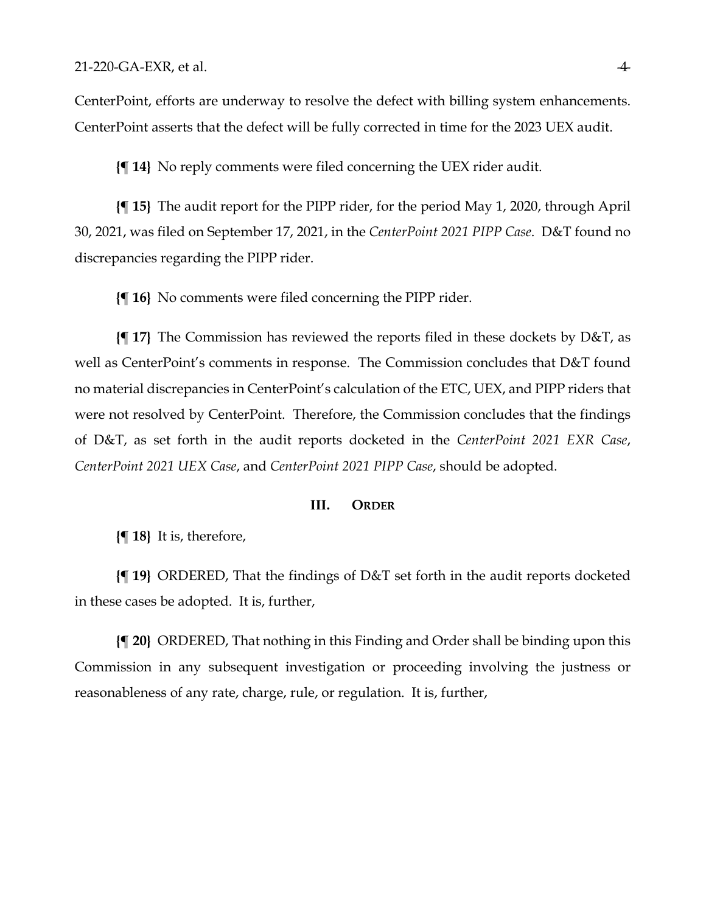CenterPoint, efforts are underway to resolve the defect with billing system enhancements. CenterPoint asserts that the defect will be fully corrected in time for the 2023 UEX audit.

**{¶ 14}** No reply comments were filed concerning the UEX rider audit.

**{¶ 15}** The audit report for the PIPP rider, for the period May 1, 2020, through April 30, 2021, was filed on September 17, 2021, in the *CenterPoint 2021 PIPP Case*. D&T found no discrepancies regarding the PIPP rider.

**{¶ 16}** No comments were filed concerning the PIPP rider.

**{¶ 17}** The Commission has reviewed the reports filed in these dockets by D&T, as well as CenterPoint's comments in response. The Commission concludes that D&T found no material discrepancies in CenterPoint's calculation of the ETC, UEX, and PIPP riders that were not resolved by CenterPoint. Therefore, the Commission concludes that the findings of D&T, as set forth in the audit reports docketed in the *CenterPoint 2021 EXR Case*, *CenterPoint 2021 UEX Case*, and *CenterPoint 2021 PIPP Case*, should be adopted.

## III. ORDER

**{¶ 18}** It is, therefore,

**{¶ 19}** ORDERED, That the findings of D&T set forth in the audit reports docketed in these cases be adopted. It is, further,

**{¶ 20}** ORDERED, That nothing in this Finding and Order shall be binding upon this Commission in any subsequent investigation or proceeding involving the justness or reasonableness of any rate, charge, rule, or regulation. It is, further,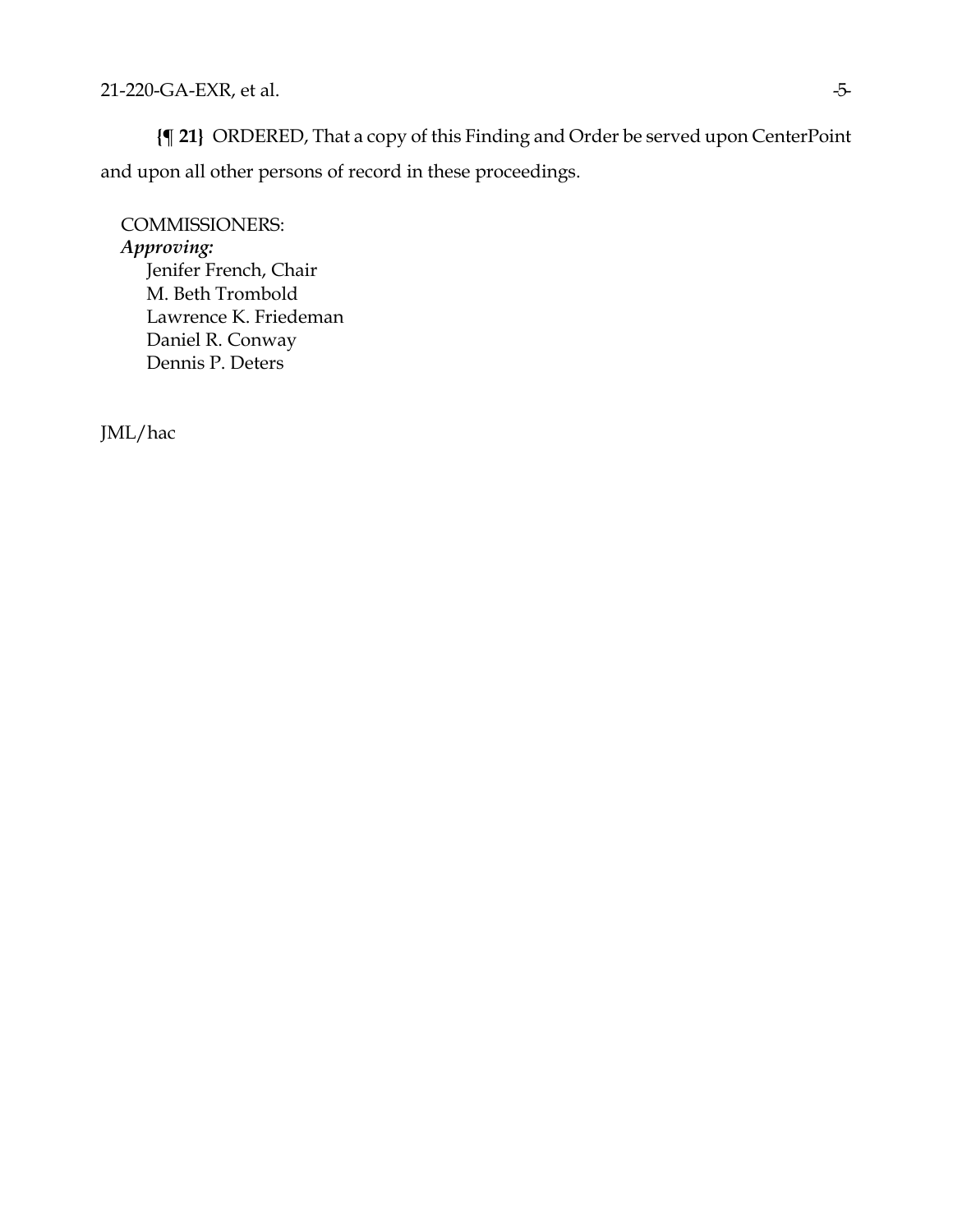**{¶ 21}** ORDERED, That a copy of this Finding and Order be served upon CenterPoint and upon all other persons of record in these proceedings.

COMMISSIONERS:
*Approving:*
Jenifer French, Chair
M. Beth Trombold
Lawrence K. Friedeman
Daniel R. Conway
Dennis P. Deters

JML/hac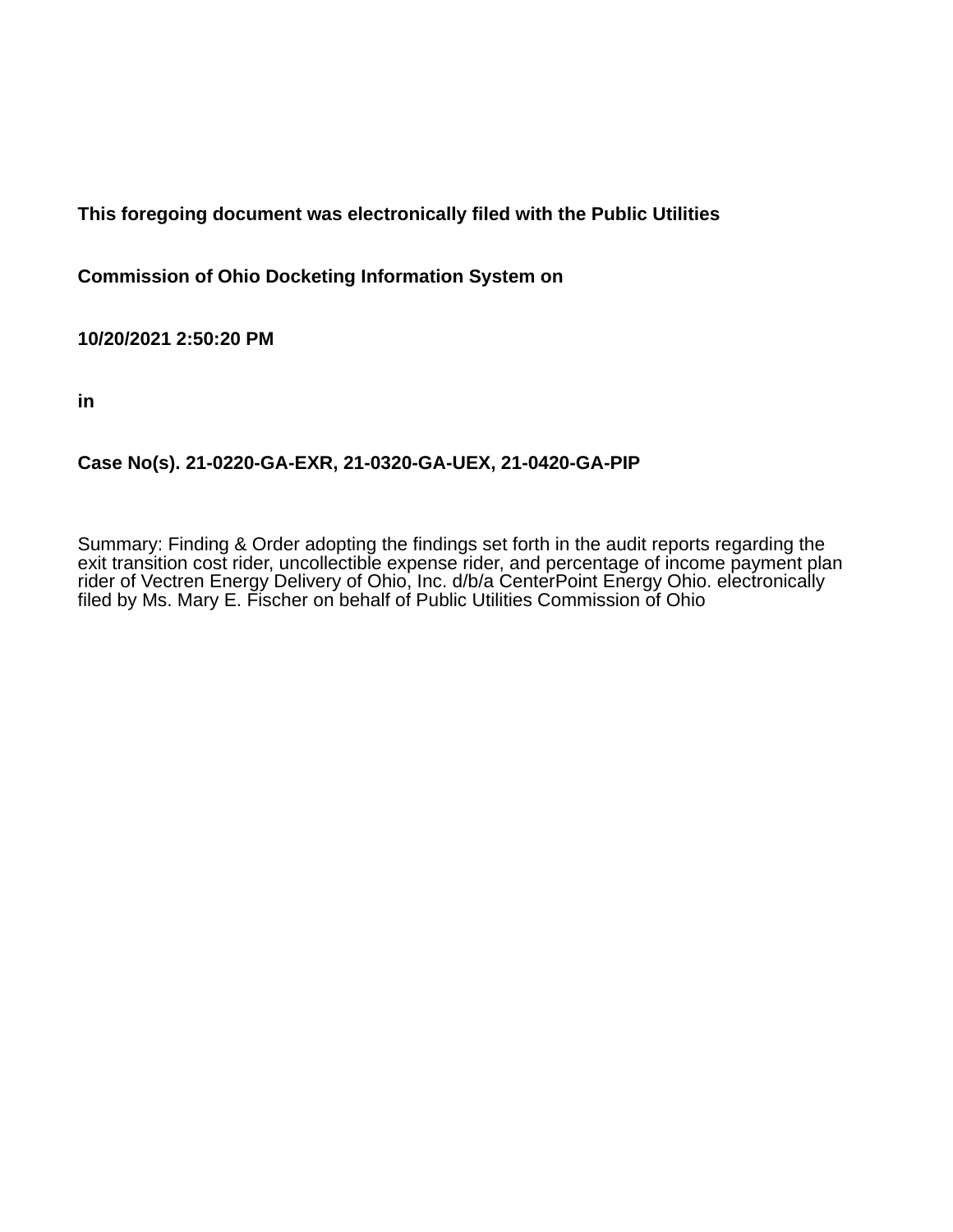**This foregoing document was electronically filed with the Public Utilities**

**Commission of Ohio Docketing Information System on**

**10/20/2021 2:50:20 PM**

**in**

**Case No(s). 21-0220-GA-EXR, 21-0320-GA-UEX, 21-0420-GA-PIP**

Summary: Finding & Order adopting the findings set forth in the audit reports regarding the exit transition cost rider, uncollectible expense rider, and percentage of income payment plan rider of Vectren Energy Delivery of Ohio, Inc. d/b/a CenterPoint Energy Ohio. electronically filed by Ms. Mary E. Fischer on behalf of Public Utilities Commission of Ohio